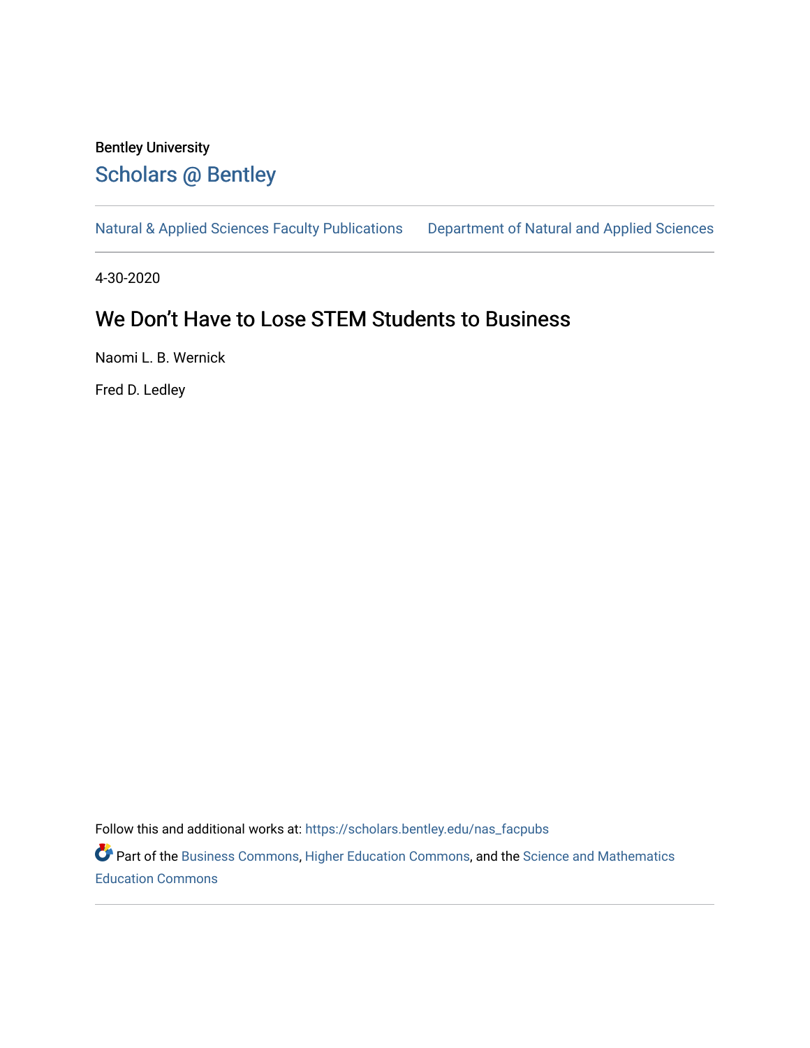Bentley University

## Scholars @ Bentley

Natural & Applied Sciences Faculty Publications    Department of Natural and Applied Sciences

4-30-2020

# We Don't Have to Lose STEM Students to Business

Naomi L. B. Wernick

Fred D. Ledley

Follow this and additional works at: https://scholars.bentley.edu/nas_facpubs

Part of the Business Commons, Higher Education Commons, and the Science and Mathematics Education Commons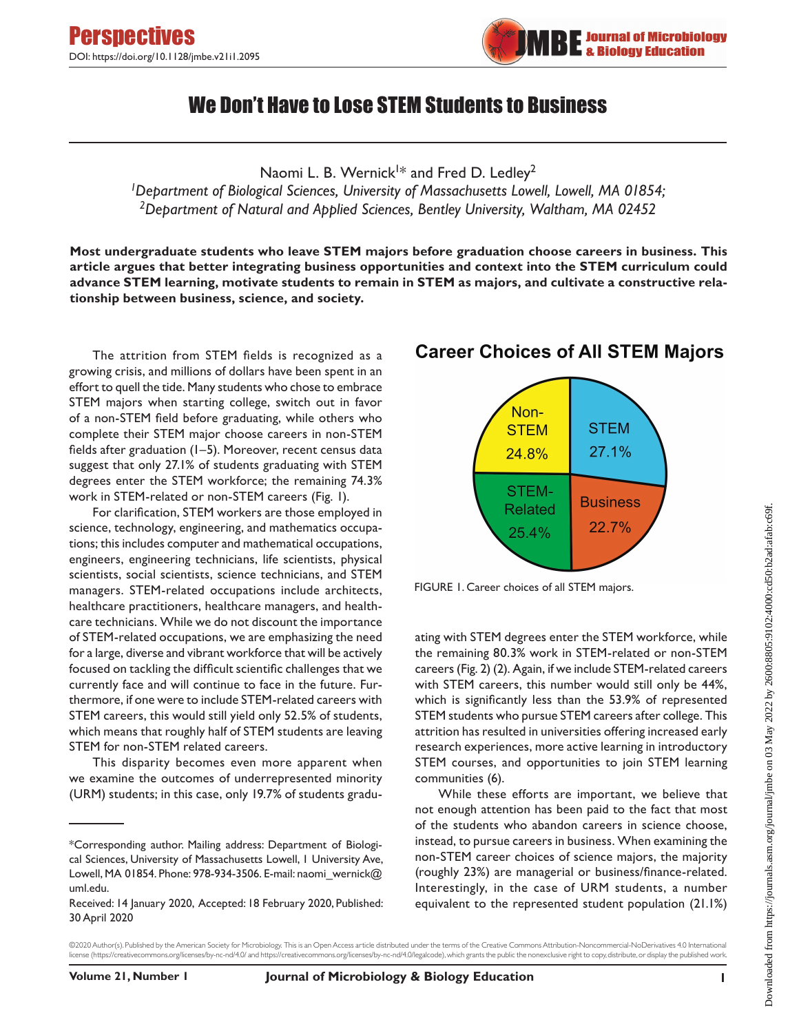# We Don't Have to Lose STEM Students to Business

Naomi L. B. Wernick[1]* and Fred D. Ledley[2]

[1]*Department of Biological Sciences, University of Massachusetts Lowell, Lowell, MA 01854;*
[2]*Department of Natural and Applied Sciences, Bentley University, Waltham, MA 02452*

**Most undergraduate students who leave STEM majors before graduation choose careers in business. This article argues that better integrating business opportunities and context into the STEM curriculum could advance STEM learning, motivate students to remain in STEM as majors, and cultivate a constructive relationship between business, science, and society.**

The attrition from STEM fields is recognized as a growing crisis, and millions of dollars have been spent in an effort to quell the tide. Many students who chose to embrace STEM majors when starting college, switch out in favor of a non-STEM field before graduating, while others who complete their STEM major choose careers in non-STEM fields after graduation (1–5). Moreover, recent census data suggest that only 27.1% of students graduating with STEM degrees enter the STEM workforce; the remaining 74.3% work in STEM-related or non-STEM careers (Fig. 1).

For clarification, STEM workers are those employed in science, technology, engineering, and mathematics occupations; this includes computer and mathematical occupations, engineers, engineering technicians, life scientists, physical scientists, social scientists, science technicians, and STEM managers. STEM-related occupations include architects, healthcare practitioners, healthcare managers, and healthcare technicians. While we do not discount the importance of STEM-related occupations, we are emphasizing the need for a large, diverse and vibrant workforce that will be actively focused on tackling the difficult scientific challenges that we currently face and will continue to face in the future. Furthermore, if one were to include STEM-related careers with STEM careers, this would still yield only 52.5% of students, which means that roughly half of STEM students are leaving STEM for non-STEM related careers.

This disparity becomes even more apparent when we examine the outcomes of underrepresented minority (URM) students; in this case, only 19.7% of students graduating with STEM degrees enter the STEM workforce, while the remaining 80.3% work in STEM-related or non-STEM careers (Fig. 2) (2). Again, if we include STEM-related careers with STEM careers, this number would still only be 44%, which is significantly less than the 53.9% of represented STEM students who pursue STEM careers after college. This attrition has resulted in universities offering increased early research experiences, more active learning in introductory STEM courses, and opportunities to join STEM learning communities (6).

While these efforts are important, we believe that not enough attention has been paid to the fact that most of the students who abandon careers in science choose, instead, to pursue careers in business. When examining the non-STEM career choices of science majors, the majority (roughly 23%) are managerial or business/finance-related. Interestingly, in the case of URM students, a number equivalent to the represented student population (21.1%)

**Career Choices of All STEM Majors**

| Career | Percentage |
|---|---|
| STEM | 27.1% |
| Business | 22.7% |
| STEM-Related | 25.4% |
| Non-STEM | 24.8% |

FIGURE 1. Career choices of all STEM majors.

*Corresponding author. Mailing address: Department of Biological Sciences, University of Massachusetts Lowell, 1 University Ave, Lowell, MA 01854. Phone: 978-934-3506. E-mail: naomi_wernick@uml.edu.

Received: 14 January 2020, Accepted: 18 February 2020, Published: 30 April 2020

©2020 Author(s). Published by the American Society for Microbiology. This is an Open Access article distributed under the terms of the Creative Commons Attribution-Noncommercial-NoDerivatives 4.0 International license (https://creativecommons.org/licenses/by-nc-nd/4.0/ and https://creativecommons.org/licenses/by-nc-nd/4.0/legalcode), which grants the public the nonexclusive right to copy, distribute, or display the published work.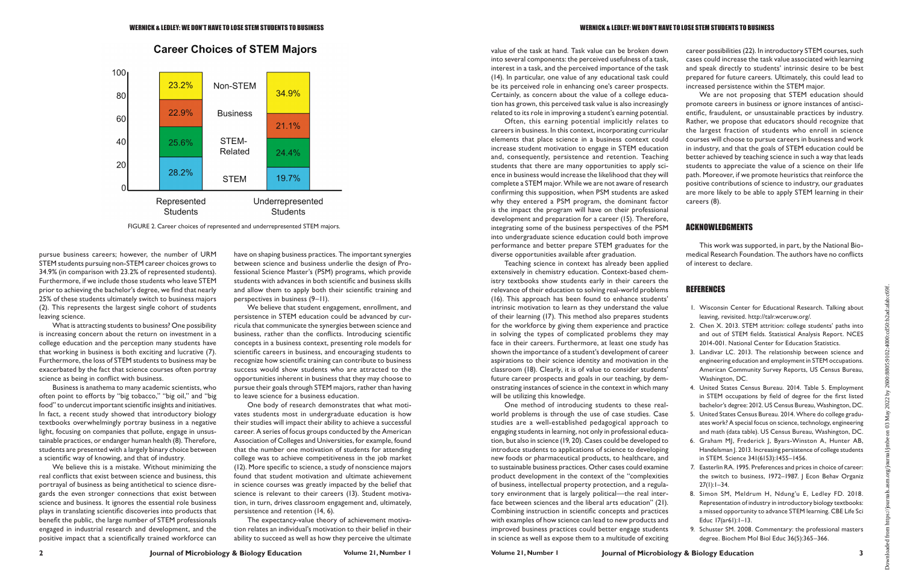## Career Choices of STEM Majors

| | Represented Students | Underrepresented Students |
|---|---|---|
| Non-STEM | 23.2% | 34.9% |
| Business | 22.9% | 21.1% |
| STEM-Related | 25.6% | 24.4% |
| STEM | 28.2% | 19.7% |

FIGURE 2. Career choices of represented and underrepresented STEM majors.

pursue business careers; however, the number of URM STEM students pursuing non-STEM career choices grows to 34.9% (in comparison with 23.2% of represented students). Furthermore, if we include those students who leave STEM prior to achieving the bachelor's degree, we find that nearly 25% of these students ultimately switch to business majors (2). This represents the largest single cohort of students leaving science.

What is attracting students to business? One possibility is increasing concern about the return on investment in a college education and the perception many students have that working in business is both exciting and lucrative (7). Furthermore, the loss of STEM students to business may be exacerbated by the fact that science courses often portray science as being in conflict with business.

Business is anathema to many academic scientists, who often point to efforts by "big tobacco," "big oil," and "big food" to undercut important scientific insights and initiatives. In fact, a recent study showed that introductory biology textbooks overwhelmingly portray business in a negative light, focusing on companies that pollute, engage in unsustainable practices, or endanger human health (8). Therefore, students are presented with a largely binary choice between a scientific way of knowing, and that of industry.

We believe this is a mistake. Without minimizing the real conflicts that exist between science and business, this portrayal of business as being antithetical to science disregards the even stronger connections that exist between science and business. It ignores the essential role business plays in translating scientific discoveries into products that benefit the public, the large number of STEM professionals engaged in industrial research and development, and the positive impact that a scientifically trained workforce can have on shaping business practices. The important synergies between science and business underlie the design of Professional Science Master's (PSM) programs, which provide students with advances in both scientific and business skills and allow them to apply both their scientific training and perspectives in business (9–11).

We believe that student engagement, enrollment, and persistence in STEM education could be advanced by curricula that communicate the synergies between science and business, rather than the conflicts. Introducing scientific concepts in a business context, presenting role models for scientific careers in business, and encouraging students to recognize how scientific training can contribute to business success would show students who are attracted to the opportunities inherent in business that they may choose to pursue their goals through STEM majors, rather than having to leave science for a business education.

One body of research demonstrates that what motivates students most in undergraduate education is how their studies will impact their ability to achieve a successful career. A series of focus groups conducted by the American Association of Colleges and Universities, for example, found that the number one motivation of students for attending college was to achieve competitiveness in the job market (12). More specific to science, a study of nonscience majors found that student motivation and ultimate achievement in science courses was greatly impacted by the belief that science is relevant to their careers (13). Student motivation, in turn, drives classroom engagement and, ultimately, persistence and retention (14, 6).

The expectancy-value theory of achievement motivation relates an individual's motivation to their belief in their ability to succeed as well as how they perceive the ultimate value of the task at hand. Task value can be broken down into several components: the perceived usefulness of a task, interest in a task, and the perceived importance of the task (14). In particular, one value of any educational task could be its perceived role in enhancing one's career prospects. Certainly, as concern about the value of a college education has grown, this perceived task value is also increasingly related to its role in improving a student's earning potential.

Often, this earning potential implicitly relates to careers in business. In this context, incorporating curricular elements that place science in a business context could increase student motivation to engage in STEM education and, consequently, persistence and retention. Teaching students that there are many opportunities to apply science in business would increase the likelihood that they will complete a STEM major. While we are not aware of research confirming this supposition, when PSM students are asked why they entered a PSM program, the dominant factor is the impact the program will have on their professional development and preparation for a career (15). Therefore, integrating some of the business perspectives of the PSM into undergraduate science education could both improve performance and better prepare STEM graduates for the diverse opportunities available after graduation.

Teaching science in context has already been applied extensively in chemistry education. Context-based chemistry textbooks show students early in their careers the relevance of their education to solving real-world problems (16). This approach has been found to enhance students' intrinsic motivation to learn as they understand the value of their learning (17). This method also prepares students for the workforce by giving them experience and practice in solving the types of complicated problems they may face in their careers. Furthermore, at least one study has shown the importance of a student's development of career aspirations to their science identity and motivation in the classroom (18). Clearly, it is of value to consider students' future career prospects and goals in our teaching, by demonstrating instances of science in the context in which many will be utilizing this knowledge.

One method of introducing students to these real-world problems is through the use of case studies. Case studies are a well-established pedagogical approach to engaging students in learning, not only in professional education, but also in science (19, 20). Cases could be developed to introduce students to applications of science to developing new foods or pharmaceutical products, to healthcare, and to sustainable business practices. Other cases could examine product development in the context of the "complexities of business, intellectual property protection, and a regulatory environment that is largely political—the real interface between sciences and the liberal arts education" (21). Combining instruction in scientific concepts and practices with examples of how science can lead to new products and improved business practices could better engage students in science as well as expose them to a multitude of exciting career possibilities (22). In introductory STEM courses, such cases could increase the task value associated with learning and speak directly to students' intrinsic desire to be best prepared for future careers. Ultimately, this could lead to increased persistence within the STEM major.

We are not proposing that STEM education should promote careers in business or ignore instances of antiscientific, fraudulent, or unsustainable practices by industry. Rather, we propose that educators should recognize that the largest fraction of students who enroll in science courses will choose to pursue careers in business and work in industry, and that the goals of STEM education could be better achieved by teaching science in such a way that leads students to appreciate the value of a science on their life path. Moreover, if we promote heuristics that reinforce the positive contributions of science to industry, our graduates are more likely to be able to apply STEM learning in their careers (8).

## ACKNOWLEDGMENTS

This work was supported, in part, by the National Biomedical Research Foundation. The authors have no conflicts of interest to declare.

## REFERENCES

1. Wisconsin Center for Educational Research. Talking about leaving, revisited. http://talr.wceruw.org/.
2. Chen X. 2013. STEM attrition: college students' paths into and out of STEM fields. Statistical Analysis Report. NCES 2014-001. National Center for Education Statistics.
3. Landivar LC. 2013. The relationship between science and engineering education and employment in STEM occupations. American Community Survey Reports, US Census Bureau, Washington, DC.
4. United States Census Bureau. 2014. Table 5. Employment in STEM occupations by field of degree for the first listed bachelor's degree: 2012. US Census Bureau, Washington, DC.
5. United States Census Bureau. 2014. Where do college graduates work? A special focus on science, technology, engineering and math (data table). US Census Bureau, Washington, DC.
6. Graham MJ, Frederick J, Byars-Winston A, Hunter AB, Handelsman J. 2013. Increasing persistence of college students in STEM. Science 341(6153):1455–1456.
7. Easterlin RA. 1995. Preferences and prices in choice of career: the switch to business, 1972–1987. J Econ Behav Organiz 27(1):1–34.
8. Simon SM, Meldrum H, Ndung'u E, Ledley FD. 2018. Representation of industry in introductory biology textbooks: a missed opportunity to advance STEM learning. CBE Life Sci Educ 17(ar61):1–13.
9. Schuster SM. 2008. Commentary: the professional masters degree. Biochem Mol Biol Educ 36(5):365–366.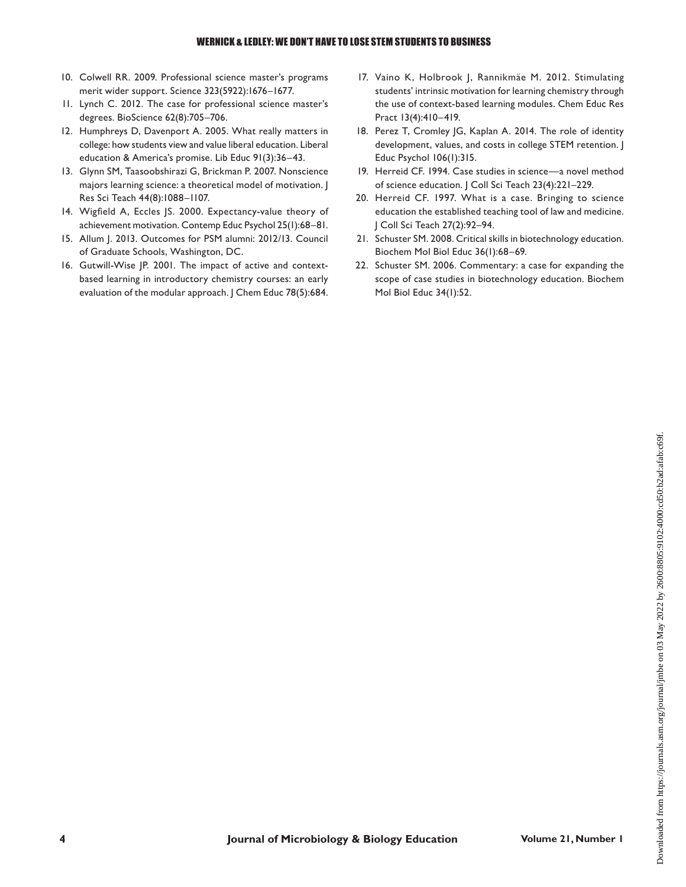10. Colwell RR. 2009. Professional science master's programs merit wider support. Science 323(5922):1676–1677.
11. Lynch C. 2012. The case for professional science master's degrees. BioScience 62(8):705–706.
12. Humphreys D, Davenport A. 2005. What really matters in college: how students view and value liberal education. Liberal education & America's promise. Lib Educ 91(3):36–43.
13. Glynn SM, Taasoobshirazi G, Brickman P. 2007. Nonscience majors learning science: a theoretical model of motivation. J Res Sci Teach 44(8):1088–1107.
14. Wigfield A, Eccles JS. 2000. Expectancy-value theory of achievement motivation. Contemp Educ Psychol 25(1):68–81.
15. Allum J. 2013. Outcomes for PSM alumni: 2012/13. Council of Graduate Schools, Washington, DC.
16. Gutwill-Wise JP. 2001. The impact of active and context-based learning in introductory chemistry courses: an early evaluation of the modular approach. J Chem Educ 78(5):684.
17. Vaino K, Holbrook J, Rannikmäe M. 2012. Stimulating students' intrinsic motivation for learning chemistry through the use of context-based learning modules. Chem Educ Res Pract 13(4):410–419.
18. Perez T, Cromley JG, Kaplan A. 2014. The role of identity development, values, and costs in college STEM retention. J Educ Psychol 106(1):315.
19. Herreid CF. 1994. Case studies in science—a novel method of science education. J Coll Sci Teach 23(4):221–229.
20. Herreid CF. 1997. What is a case. Bringing to science education the established teaching tool of law and medicine. J Coll Sci Teach 27(2):92–94.
21. Schuster SM. 2008. Critical skills in biotechnology education. Biochem Mol Biol Educ 36(1):68–69.
22. Schuster SM. 2006. Commentary: a case for expanding the scope of case studies in biotechnology education. Biochem Mol Biol Educ 34(1):52.